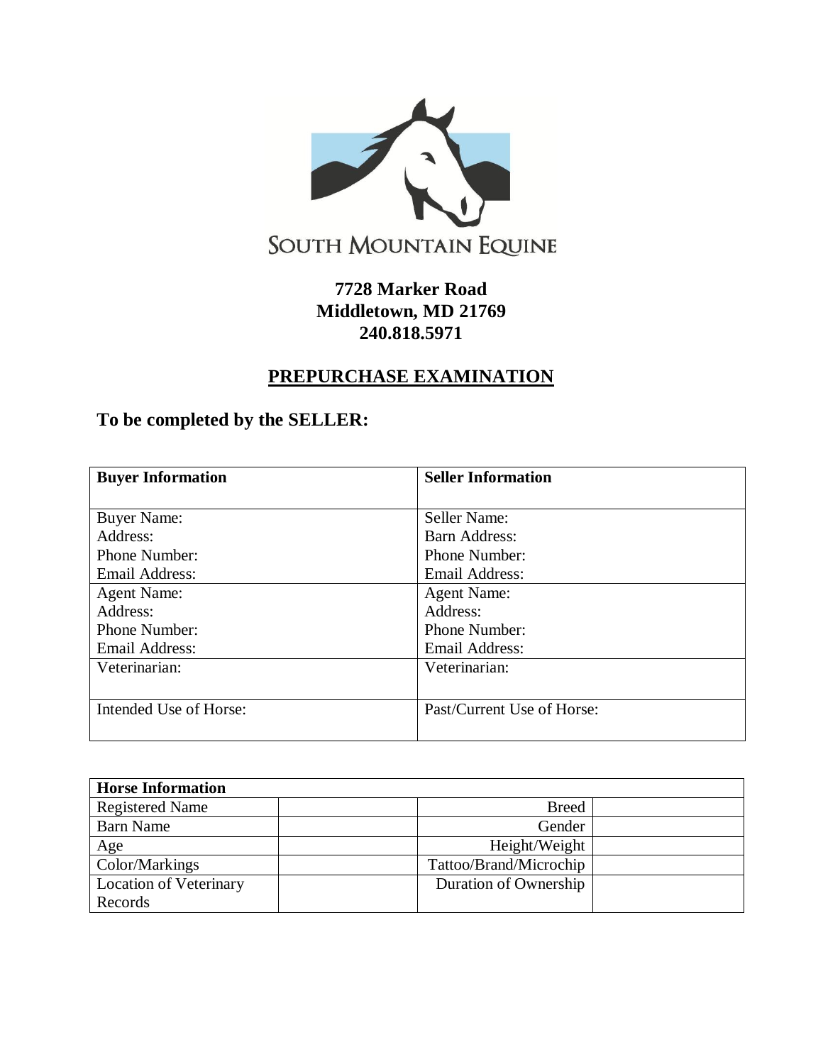SOUTH MOUNTAIN EQUINE

**7728 Marker Road**
**Middletown, MD 21769**
**240.818.5971**

## PREPURCHASE EXAMINATION

### To be completed by the SELLER:

| **Buyer Information** | **Seller Information** |
|---|---|
| Buyer Name:<br>Address:<br>Phone Number:<br>Email Address: | Seller Name:<br>Barn Address:<br>Phone Number:<br>Email Address: |
| Agent Name:<br>Address:<br>Phone Number:<br>Email Address: | Agent Name:<br>Address:<br>Phone Number:<br>Email Address: |
| Veterinarian: | Veterinarian: |
| Intended Use of Horse: | Past/Current Use of Horse: |

| **Horse Information** | | | |
|---|---|---|---|
| Registered Name | | Breed | |
| Barn Name | | Gender | |
| Age | | Height/Weight | |
| Color/Markings | | Tattoo/Brand/Microchip | |
| Location of Veterinary Records | | Duration of Ownership | |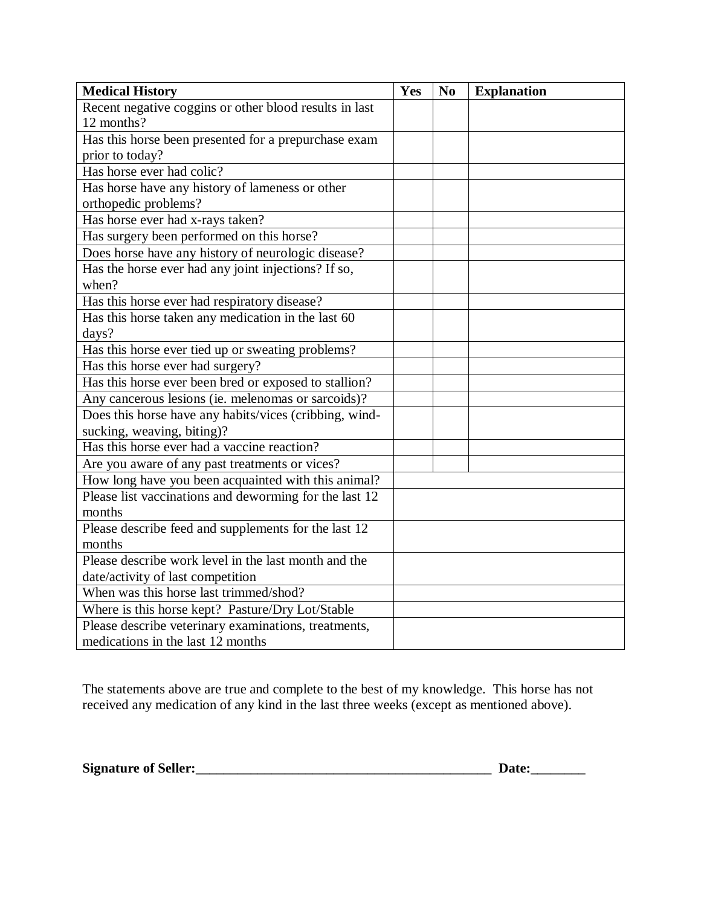| **Medical History** | **Yes** | **No** | **Explanation** |
| --- | --- | --- | --- |
| Recent negative coggins or other blood results in last 12 months? | | | |
| Has this horse been presented for a prepurchase exam prior to today? | | | |
| Has horse ever had colic? | | | |
| Has horse have any history of lameness or other orthopedic problems? | | | |
| Has horse ever had x-rays taken? | | | |
| Has surgery been performed on this horse? | | | |
| Does horse have any history of neurologic disease? | | | |
| Has the horse ever had any joint injections? If so, when? | | | |
| Has this horse ever had respiratory disease? | | | |
| Has this horse taken any medication in the last 60 days? | | | |
| Has this horse ever tied up or sweating problems? | | | |
| Has this horse ever had surgery? | | | |
| Has this horse ever been bred or exposed to stallion? | | | |
| Any cancerous lesions (ie. melenomas or sarcoids)? | | | |
| Does this horse have any habits/vices (cribbing, wind-sucking, weaving, biting)? | | | |
| Has this horse ever had a vaccine reaction? | | | |
| Are you aware of any past treatments or vices? | | | |
| How long have you been acquainted with this animal? | | | |
| Please list vaccinations and deworming for the last 12 months | | | |
| Please describe feed and supplements for the last 12 months | | | |
| Please describe work level in the last month and the date/activity of last competition | | | |
| When was this horse last trimmed/shod? | | | |
| Where is this horse kept? Pasture/Dry Lot/Stable | | | |
| Please describe veterinary examinations, treatments, medications in the last 12 months | | | |

The statements above are true and complete to the best of my knowledge. This horse has not received any medication of any kind in the last three weeks (except as mentioned above).

**Signature of Seller:____________________________________________ Date:________**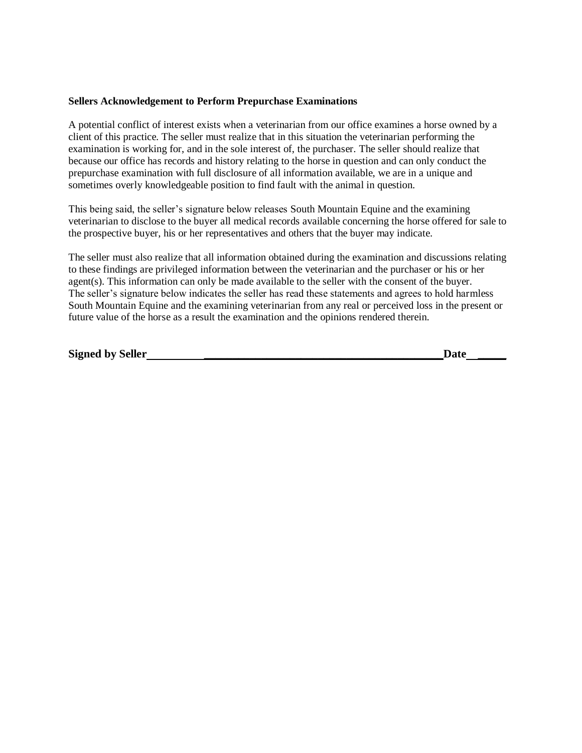**Sellers Acknowledgement to Perform Prepurchase Examinations**

A potential conflict of interest exists when a veterinarian from our office examines a horse owned by a client of this practice. The seller must realize that in this situation the veterinarian performing the examination is working for, and in the sole interest of, the purchaser. The seller should realize that because our office has records and history relating to the horse in question and can only conduct the prepurchase examination with full disclosure of all information available, we are in a unique and sometimes overly knowledgeable position to find fault with the animal in question.

This being said, the seller's signature below releases South Mountain Equine and the examining veterinarian to disclose to the buyer all medical records available concerning the horse offered for sale to the prospective buyer, his or her representatives and others that the buyer may indicate.

The seller must also realize that all information obtained during the examination and discussions relating to these findings are privileged information between the veterinarian and the purchaser or his or her agent(s). This information can only be made available to the seller with the consent of the buyer.
The seller's signature below indicates the seller has read these statements and agrees to hold harmless South Mountain Equine and the examining veterinarian from any real or perceived loss in the present or future value of the horse as a result the examination and the opinions rendered therein.

**Signed by Seller**\_\_\_\_\_\_\_\_\_\_\_\_\_\_\_\_\_\_\_\_\_\_\_\_\_\_\_\_\_\_\_\_\_\_\_\_\_\_\_\_\_\_\_\_\_\_\_\_\_\_\_\_\_\_ **Date**\_\_\_\_\_\_\_